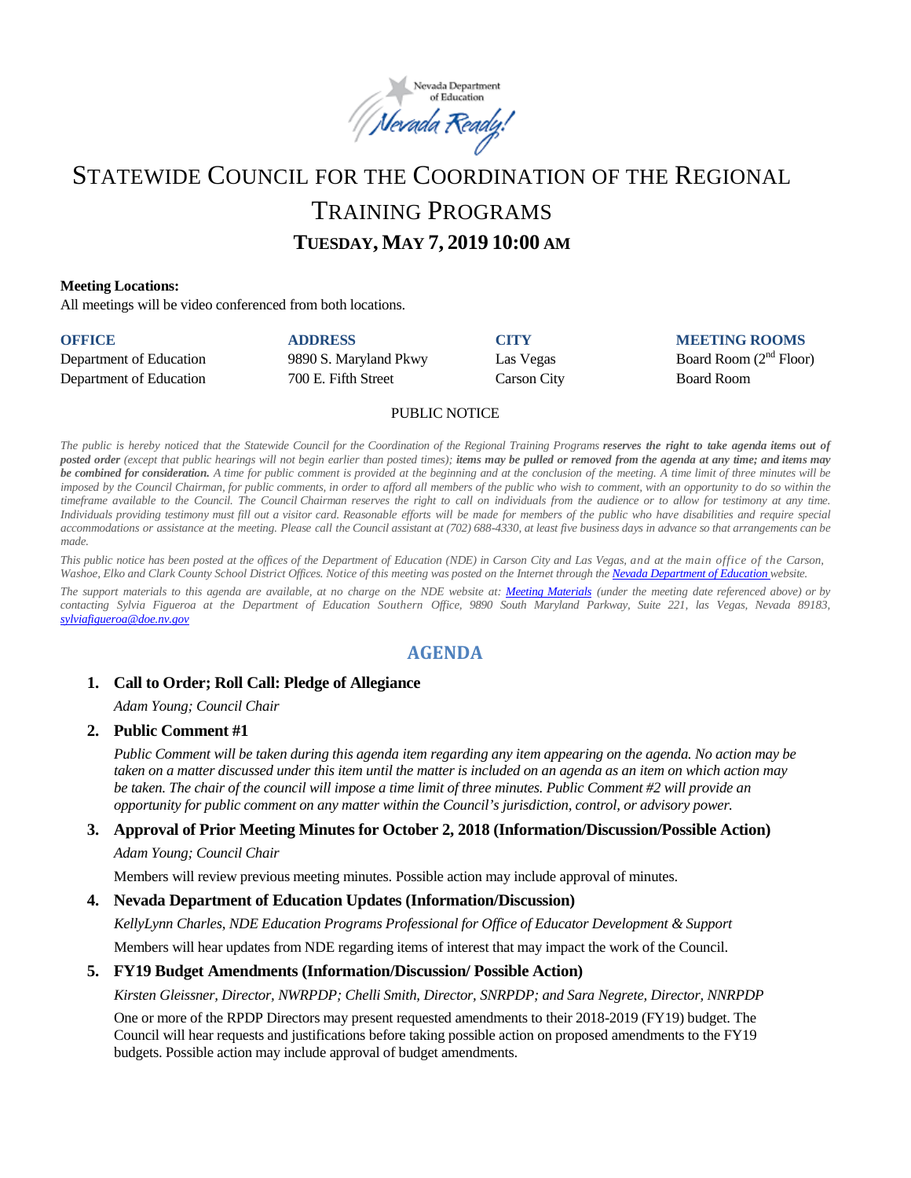Nevada Department of Education

Nevada Ready!

# STATEWIDE COUNCIL FOR THE COORDINATION OF THE REGIONAL TRAINING PROGRAMS

## TUESDAY, MAY 7, 2019 10:00 AM

**Meeting Locations:**

All meetings will be video conferenced from both locations.

| OFFICE | ADDRESS | CITY | MEETING ROOMS |
|---|---|---|---|
| Department of Education | 9890 S. Maryland Pkwy | Las Vegas | Board Room (2nd Floor) |
| Department of Education | 700 E. Fifth Street | Carson City | Board Room |

PUBLIC NOTICE

*The public is hereby noticed that the Statewide Council for the Coordination of the Regional Training Programs **reserves the right to take agenda items out of posted order** (except that public hearings will not begin earlier than posted times); **items may be pulled or removed from the agenda at any time; and items may be combined for consideration.** A time for public comment is provided at the beginning and at the conclusion of the meeting. A time limit of three minutes will be imposed by the Council Chairman, for public comments, in order to afford all members of the public who wish to comment, with an opportunity to do so within the timeframe available to the Council. The Council Chairman reserves the right to call on individuals from the audience or to allow for testimony at any time. Individuals providing testimony must fill out a visitor card. Reasonable efforts will be made for members of the public who have disabilities and require special accommodations or assistance at the meeting. Please call the Council assistant at (702) 688-4330, at least five business days in advance so that arrangements can be made.*

*This public notice has been posted at the offices of the Department of Education (NDE) in Carson City and Las Vegas, and at the main office of the Carson, Washoe, Elko and Clark County School District Offices. Notice of this meeting was posted on the Internet through the [Nevada Department of Education](Nevada Department of Education) website.*

*The support materials to this agenda are available, at no charge on the NDE website at: [Meeting Materials](Meeting Materials) (under the meeting date referenced above) or by contacting Sylvia Figueroa at the Department of Education Southern Office, 9890 South Maryland Parkway, Suite 221, las Vegas, Nevada 89183, sylviafigueroa@doe.nv.gov*

## AGENDA

1. **Call to Order; Roll Call: Pledge of Allegiance**

   *Adam Young; Council Chair*

2. **Public Comment #1**

   *Public Comment will be taken during this agenda item regarding any item appearing on the agenda. No action may be taken on a matter discussed under this item until the matter is included on an agenda as an item on which action may be taken. The chair of the council will impose a time limit of three minutes. Public Comment #2 will provide an opportunity for public comment on any matter within the Council's jurisdiction, control, or advisory power.*

3. **Approval of Prior Meeting Minutes for October 2, 2018 (Information/Discussion/Possible Action)**

   *Adam Young; Council Chair*

   Members will review previous meeting minutes. Possible action may include approval of minutes.

4. **Nevada Department of Education Updates (Information/Discussion)**

   *KellyLynn Charles, NDE Education Programs Professional for Office of Educator Development & Support*

   Members will hear updates from NDE regarding items of interest that may impact the work of the Council.

5. **FY19 Budget Amendments (Information/Discussion/ Possible Action)**

   *Kirsten Gleissner, Director, NWRPDP; Chelli Smith, Director, SNRPDP; and Sara Negrete, Director, NNRPDP*

   One or more of the RPDP Directors may present requested amendments to their 2018-2019 (FY19) budget. The Council will hear requests and justifications before taking possible action on proposed amendments to the FY19 budgets. Possible action may include approval of budget amendments.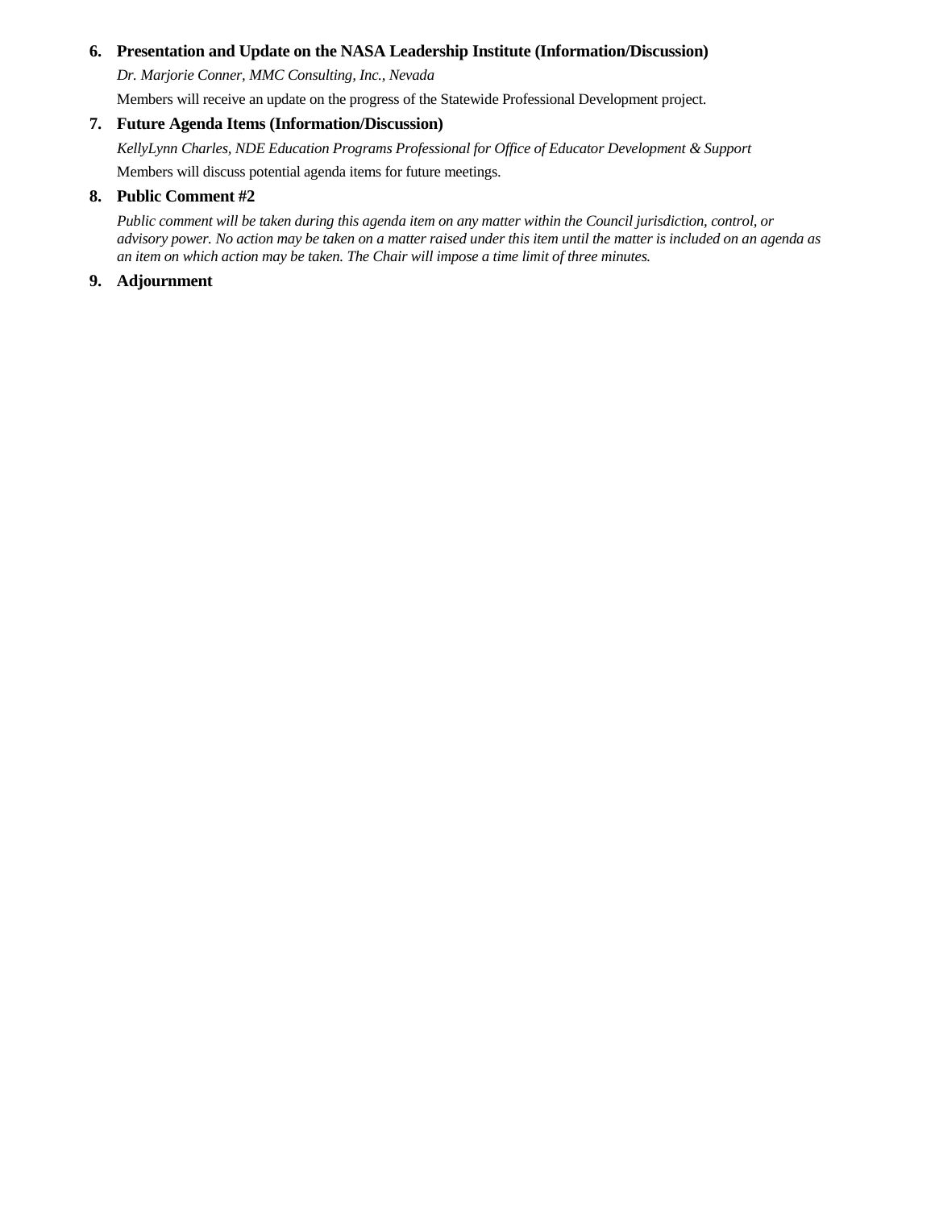6. **Presentation and Update on the NASA Leadership Institute (Information/Discussion)**

   *Dr. Marjorie Conner, MMC Consulting, Inc., Nevada*

   Members will receive an update on the progress of the Statewide Professional Development project.

7. **Future Agenda Items (Information/Discussion)**

   *KellyLynn Charles, NDE Education Programs Professional for Office of Educator Development & Support*

   Members will discuss potential agenda items for future meetings.

8. **Public Comment #2**

   *Public comment will be taken during this agenda item on any matter within the Council jurisdiction, control, or advisory power. No action may be taken on a matter raised under this item until the matter is included on an agenda as an item on which action may be taken. The Chair will impose a time limit of three minutes.*

9. **Adjournment**